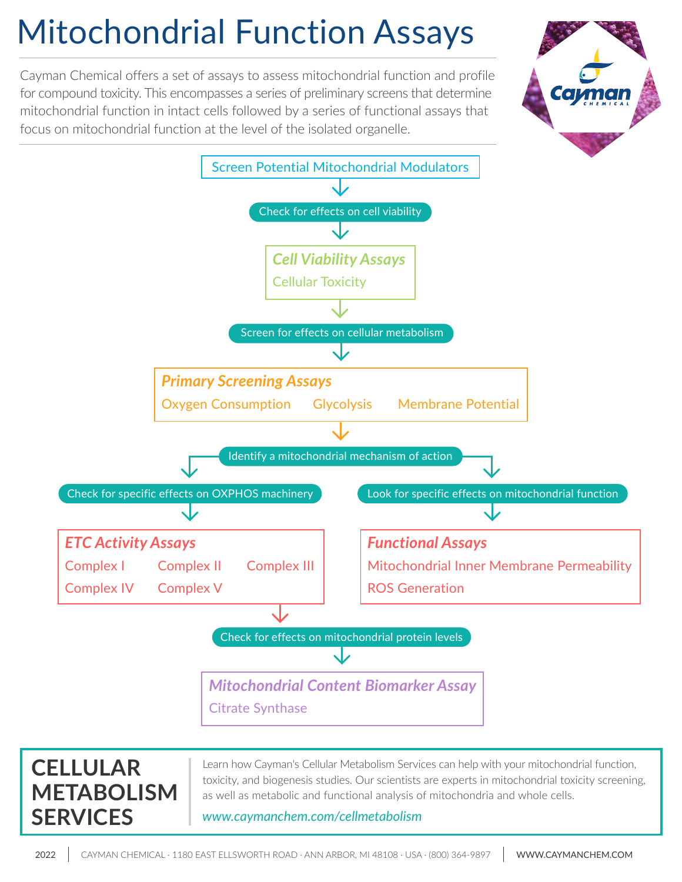# Mitochondrial Function Assays

Cayman Chemical offers a set of assays to assess mitochondrial function and profile for compound toxicity. This encompasses a series of preliminary screens that determine mitochondrial function in intact cells followed by a series of functional assays that focus on mitochondrial function at the level of the isolated organelle.

**Screen Potential Mitochondrial Modulators**

↓

Check for effects on cell viability

↓

***Cell Viability Assays***

Cellular Toxicity

↓

Screen for effects on cellular metabolism

↓

***Primary Screening Assays***

- Oxygen Consumption
- Glycolysis
- Membrane Potential

↓

Identify a mitochondrial mechanism of action

↓

Check for specific effects on OXPHOS machinery

↓

***ETC Activity Assays***

- Complex I
- Complex II
- Complex III
- Complex IV
- Complex V

↓

Look for specific effects on mitochondrial function

↓

***Functional Assays***

- Mitochondrial Inner Membrane Permeability
- ROS Generation

↓

Check for effects on mitochondrial protein levels

↓

***Mitochondrial Content Biomarker Assay***

Citrate Synthase

## CELLULAR METABOLISM SERVICES

Learn how Cayman's Cellular Metabolism Services can help with your mitochondrial function, toxicity, and biogenesis studies. Our scientists are experts in mitochondrial toxicity screening, as well as metabolic and functional analysis of mitochondria and whole cells.

*www.caymanchem.com/cellmetabolism*

2022 | CAYMAN CHEMICAL · 1180 EAST ELLSWORTH ROAD · ANN ARBOR, MI 48108 · USA · (800) 364-9897 | WWW.CAYMANCHEM.COM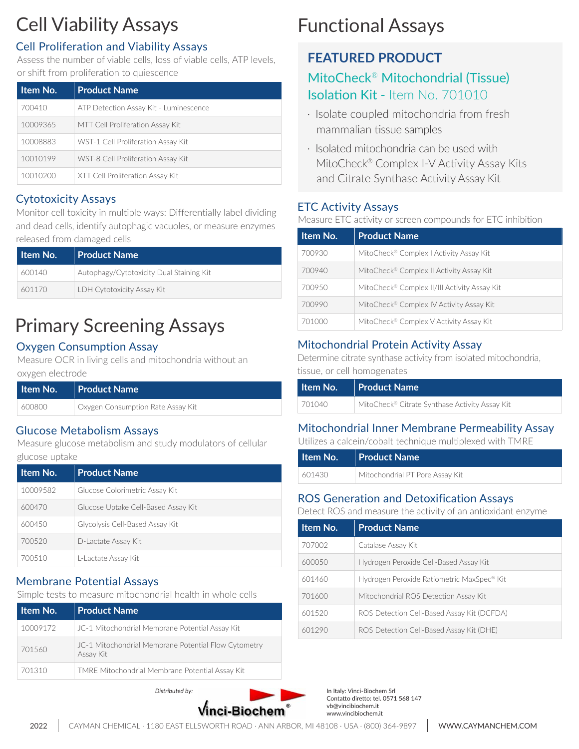# Cell Viability Assays

## Cell Proliferation and Viability Assays

Assess the number of viable cells, loss of viable cells, ATP levels, or shift from proliferation to quiescence

| Item No. | Product Name |
| --- | --- |
| 700410 | ATP Detection Assay Kit - Luminescence |
| 10009365 | MTT Cell Proliferation Assay Kit |
| 10008883 | WST-1 Cell Proliferation Assay Kit |
| 10010199 | WST-8 Cell Proliferation Assay Kit |
| 10010200 | XTT Cell Proliferation Assay Kit |

## Cytotoxicity Assays

Monitor cell toxicity in multiple ways: Differentially label dividing and dead cells, identify autophagic vacuoles, or measure enzymes released from damaged cells

| Item No. | Product Name |
| --- | --- |
| 600140 | Autophagy/Cytotoxicity Dual Staining Kit |
| 601170 | LDH Cytotoxicity Assay Kit |

# Primary Screening Assays

## Oxygen Consumption Assay

Measure OCR in living cells and mitochondria without an oxygen electrode

| Item No. | Product Name |
| --- | --- |
| 600800 | Oxygen Consumption Rate Assay Kit |

## Glucose Metabolism Assays

Measure glucose metabolism and study modulators of cellular glucose uptake

| Item No. | Product Name |
| --- | --- |
| 10009582 | Glucose Colorimetric Assay Kit |
| 600470 | Glucose Uptake Cell-Based Assay Kit |
| 600450 | Glycolysis Cell-Based Assay Kit |
| 700520 | D-Lactate Assay Kit |
| 700510 | L-Lactate Assay Kit |

## Membrane Potential Assays

Simple tests to measure mitochondrial health in whole cells

| Item No. | Product Name |
| --- | --- |
| 10009172 | JC-1 Mitochondrial Membrane Potential Assay Kit |
| 701560 | JC-1 Mitochondrial Membrane Potential Flow Cytometry Assay Kit |
| 701310 | TMRE Mitochondrial Membrane Potential Assay Kit |

# Functional Assays

## FEATURED PRODUCT

### MitoCheck® Mitochondrial (Tissue) Isolation Kit - Item No. 701010

- Isolate coupled mitochondria from fresh mammalian tissue samples
- Isolated mitochondria can be used with MitoCheck® Complex I-V Activity Assay Kits and Citrate Synthase Activity Assay Kit

## ETC Activity Assays

Measure ETC activity or screen compounds for ETC inhibition

| Item No. | Product Name |
| --- | --- |
| 700930 | MitoCheck® Complex I Activity Assay Kit |
| 700940 | MitoCheck® Complex II Activity Assay Kit |
| 700950 | MitoCheck® Complex II/III Activity Assay Kit |
| 700990 | MitoCheck® Complex IV Activity Assay Kit |
| 701000 | MitoCheck® Complex V Activity Assay Kit |

## Mitochondrial Protein Activity Assay

Determine citrate synthase activity from isolated mitochondria, tissue, or cell homogenates

| Item No. | Product Name |
| --- | --- |
| 701040 | MitoCheck® Citrate Synthase Activity Assay Kit |

## Mitochondrial Inner Membrane Permeability Assay

Utilizes a calcein/cobalt technique multiplexed with TMRE

| Item No. | Product Name |
| --- | --- |
| 601430 | Mitochondrial PT Pore Assay Kit |

## ROS Generation and Detoxification Assays

Detect ROS and measure the activity of an antioxidant enzyme

| Item No. | Product Name |
| --- | --- |
| 707002 | Catalase Assay Kit |
| 600050 | Hydrogen Peroxide Cell-Based Assay Kit |
| 601460 | Hydrogen Peroxide Ratiometric MaxSpec® Kit |
| 701600 | Mitochondrial ROS Detection Assay Kit |
| 601520 | ROS Detection Cell-Based Assay Kit (DCFDA) |
| 601290 | ROS Detection Cell-Based Assay Kit (DHE) |

*Distributed by:*

Vinci-Biochem®

In Italy: Vinci-Biochem Srl
Contatto diretto: tel. 0571 568 147
vb@vincibiochem.it
www.vincibiochem.it

2022 | CAYMAN CHEMICAL · 1180 EAST ELLSWORTH ROAD · ANN ARBOR, MI 48108 · USA · (800) 364-9897 | WWW.CAYMANCHEM.COM